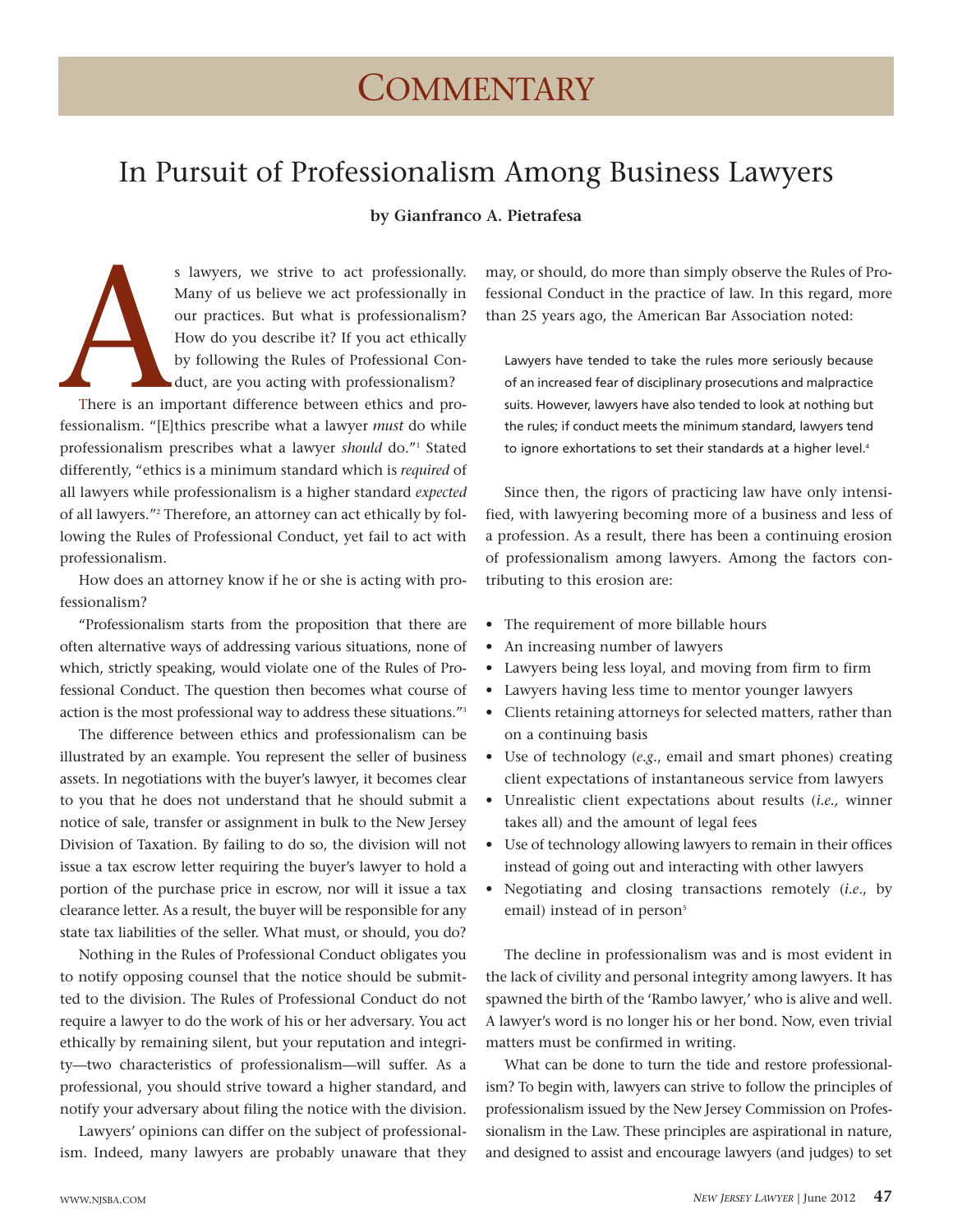# Commentary

## In Pursuit of Professionalism Among Business Lawyers

**by Gianfranco A. Pietrafesa**

As lawyers, we strive to act professionally. Many of us believe we act professionally in our practices. But what is professionalism? How do you describe it? If you act ethically by following the Rules of Professional Conduct, are you acting with professionalism?

There is an important difference between ethics and professionalism. "[E]thics prescribe what a lawyer *must* do while professionalism prescribes what a lawyer *should* do."[1] Stated differently, "ethics is a minimum standard which is *required* of all lawyers while professionalism is a higher standard *expected* of all lawyers."[2] Therefore, an attorney can act ethically by following the Rules of Professional Conduct, yet fail to act with professionalism.

How does an attorney know if he or she is acting with professionalism?

"Professionalism starts from the proposition that there are often alternative ways of addressing various situations, none of which, strictly speaking, would violate one of the Rules of Professional Conduct. The question then becomes what course of action is the most professional way to address these situations."[3]

The difference between ethics and professionalism can be illustrated by an example. You represent the seller of business assets. In negotiations with the buyer's lawyer, it becomes clear to you that he does not understand that he should submit a notice of sale, transfer or assignment in bulk to the New Jersey Division of Taxation. By failing to do so, the division will not issue a tax escrow letter requiring the buyer's lawyer to hold a portion of the purchase price in escrow, nor will it issue a tax clearance letter. As a result, the buyer will be responsible for any state tax liabilities of the seller. What must, or should, you do?

Nothing in the Rules of Professional Conduct obligates you to notify opposing counsel that the notice should be submitted to the division. The Rules of Professional Conduct do not require a lawyer to do the work of his or her adversary. You act ethically by remaining silent, but your reputation and integrity—two characteristics of professionalism—will suffer. As a professional, you should strive toward a higher standard, and notify your adversary about filing the notice with the division.

Lawyers' opinions can differ on the subject of professionalism. Indeed, many lawyers are probably unaware that they may, or should, do more than simply observe the Rules of Professional Conduct in the practice of law. In this regard, more than 25 years ago, the American Bar Association noted:

> Lawyers have tended to take the rules more seriously because of an increased fear of disciplinary prosecutions and malpractice suits. However, lawyers have also tended to look at nothing but the rules; if conduct meets the minimum standard, lawyers tend to ignore exhortations to set their standards at a higher level.[4]

Since then, the rigors of practicing law have only intensified, with lawyering becoming more of a business and less of a profession. As a result, there has been a continuing erosion of professionalism among lawyers. Among the factors contributing to this erosion are:

- The requirement of more billable hours
- An increasing number of lawyers
- Lawyers being less loyal, and moving from firm to firm
- Lawyers having less time to mentor younger lawyers
- Clients retaining attorneys for selected matters, rather than on a continuing basis
- Use of technology (*e.g.*, email and smart phones) creating client expectations of instantaneous service from lawyers
- Unrealistic client expectations about results (*i.e.,* winner takes all) and the amount of legal fees
- Use of technology allowing lawyers to remain in their offices instead of going out and interacting with other lawyers
- Negotiating and closing transactions remotely (*i.e.*, by email) instead of in person[5]

The decline in professionalism was and is most evident in the lack of civility and personal integrity among lawyers. It has spawned the birth of the 'Rambo lawyer,' who is alive and well. A lawyer's word is no longer his or her bond. Now, even trivial matters must be confirmed in writing.

What can be done to turn the tide and restore professionalism? To begin with, lawyers can strive to follow the principles of professionalism issued by the New Jersey Commission on Professionalism in the Law. These principles are aspirational in nature, and designed to assist and encourage lawyers (and judges) to set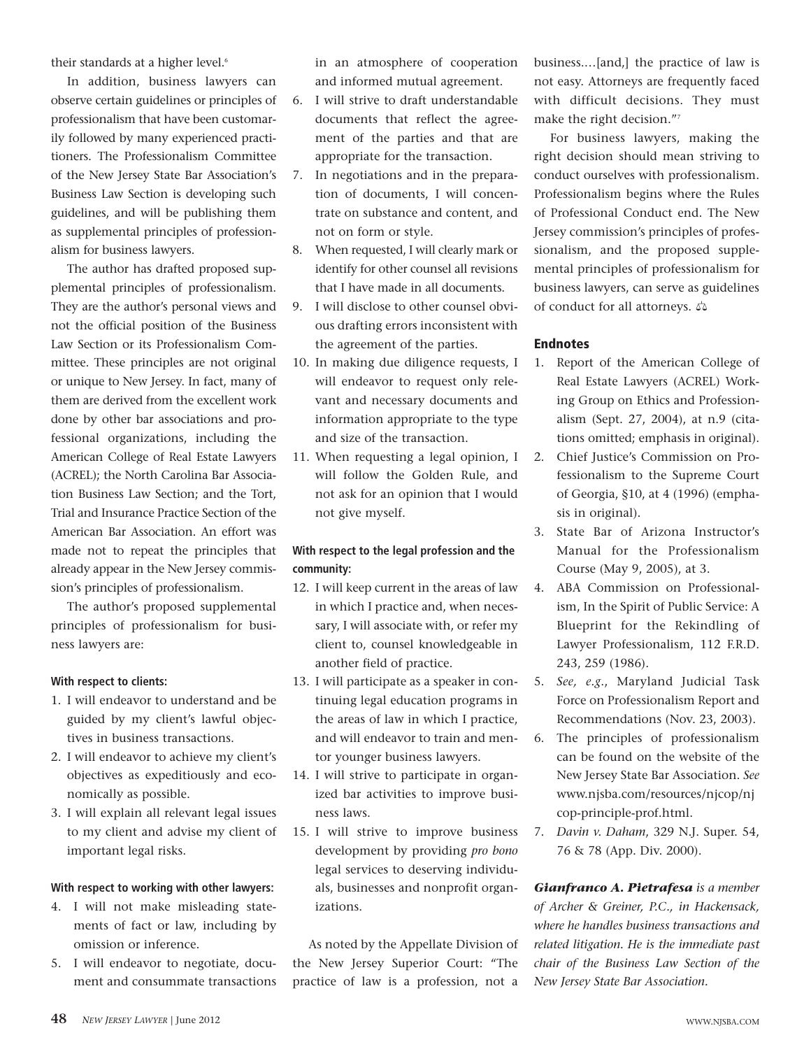their standards at a higher level.[6]

In addition, business lawyers can observe certain guidelines or principles of professionalism that have been customarily followed by many experienced practitioners. The Professionalism Committee of the New Jersey State Bar Association's Business Law Section is developing such guidelines, and will be publishing them as supplemental principles of professionalism for business lawyers.

The author has drafted proposed supplemental principles of professionalism. They are the author's personal views and not the official position of the Business Law Section or its Professionalism Committee. These principles are not original or unique to New Jersey. In fact, many of them are derived from the excellent work done by other bar associations and professional organizations, including the American College of Real Estate Lawyers (ACREL); the North Carolina Bar Association Business Law Section; and the Tort, Trial and Insurance Practice Section of the American Bar Association. An effort was made not to repeat the principles that already appear in the New Jersey commission's principles of professionalism.

The author's proposed supplemental principles of professionalism for business lawyers are:

**With respect to clients:**

1. I will endeavor to understand and be guided by my client's lawful objectives in business transactions.
2. I will endeavor to achieve my client's objectives as expeditiously and economically as possible.
3. I will explain all relevant legal issues to my client and advise my client of important legal risks.

**With respect to working with other lawyers:**

4. I will not make misleading statements of fact or law, including by omission or inference.
5. I will endeavor to negotiate, document and consummate transactions in an atmosphere of cooperation and informed mutual agreement.
6. I will strive to draft understandable documents that reflect the agreement of the parties and that are appropriate for the transaction.
7. In negotiations and in the preparation of documents, I will concentrate on substance and content, and not on form or style.
8. When requested, I will clearly mark or identify for other counsel all revisions that I have made in all documents.
9. I will disclose to other counsel obvious drafting errors inconsistent with the agreement of the parties.
10. In making due diligence requests, I will endeavor to request only relevant and necessary documents and information appropriate to the type and size of the transaction.
11. When requesting a legal opinion, I will follow the Golden Rule, and not ask for an opinion that I would not give myself.

**With respect to the legal profession and the community:**

12. I will keep current in the areas of law in which I practice and, when necessary, I will associate with, or refer my client to, counsel knowledgeable in another field of practice.
13. I will participate as a speaker in continuing legal education programs in the areas of law in which I practice, and will endeavor to train and mentor younger business lawyers.
14. I will strive to participate in organized bar activities to improve business laws.
15. I will strive to improve business development by providing *pro bono* legal services to deserving individuals, businesses and nonprofit organizations.

As noted by the Appellate Division of the New Jersey Superior Court: "The practice of law is a profession, not a business.…[and,] the practice of law is not easy. Attorneys are frequently faced with difficult decisions. They must make the right decision."[7]

For business lawyers, making the right decision should mean striving to conduct ourselves with professionalism. Professionalism begins where the Rules of Professional Conduct end. The New Jersey commission's principles of professionalism, and the proposed supplemental principles of professionalism for business lawyers, can serve as guidelines of conduct for all attorneys.

## Endnotes

1. Report of the American College of Real Estate Lawyers (ACREL) Working Group on Ethics and Professionalism (Sept. 27, 2004), at n.9 (citations omitted; emphasis in original).
2. Chief Justice's Commission on Professionalism to the Supreme Court of Georgia, §10, at 4 (1996) (emphasis in original).
3. State Bar of Arizona Instructor's Manual for the Professionalism Course (May 9, 2005), at 3.
4. ABA Commission on Professionalism, In the Spirit of Public Service: A Blueprint for the Rekindling of Lawyer Professionalism, 112 F.R.D. 243, 259 (1986).
5. *See, e.g.*, Maryland Judicial Task Force on Professionalism Report and Recommendations (Nov. 23, 2003).
6. The principles of professionalism can be found on the website of the New Jersey State Bar Association. *See* www.njsba.com/resources/njcop/njcop-principle-prof.html.
7. *Davin v. Daham*, 329 N.J. Super. 54, 76 & 78 (App. Div. 2000).

***Gianfranco A. Pietrafesa** is a member of Archer & Greiner, P.C., in Hackensack, where he handles business transactions and related litigation. He is the immediate past chair of the Business Law Section of the New Jersey State Bar Association.*